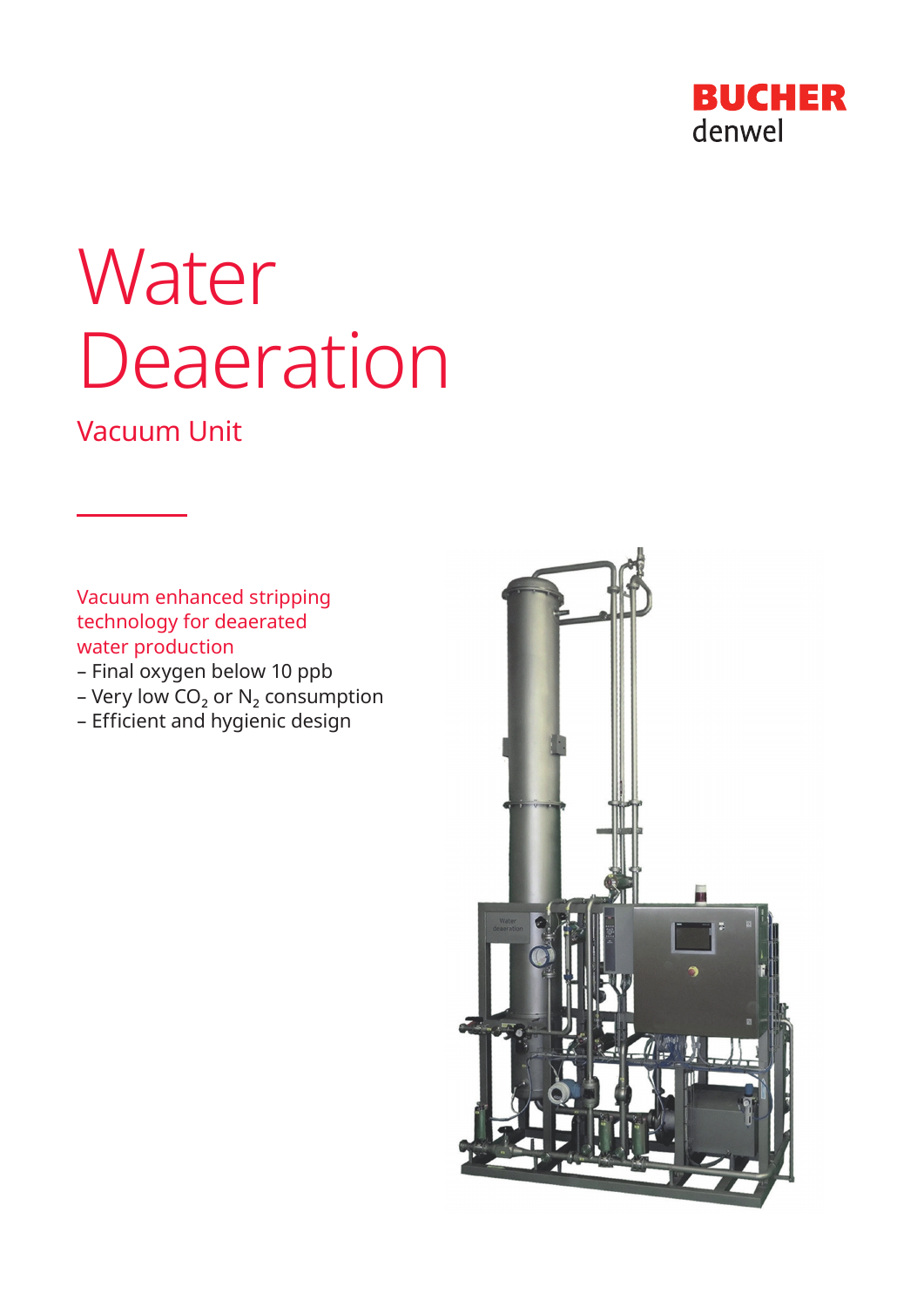BUCHER
denwel

# Water Deaeration

## Vacuum Unit

Vacuum enhanced stripping technology for deaerated water production

- Final oxygen below 10 ppb
- Very low $CO_2$ or $N_2$ consumption
- Efficient and hygienic design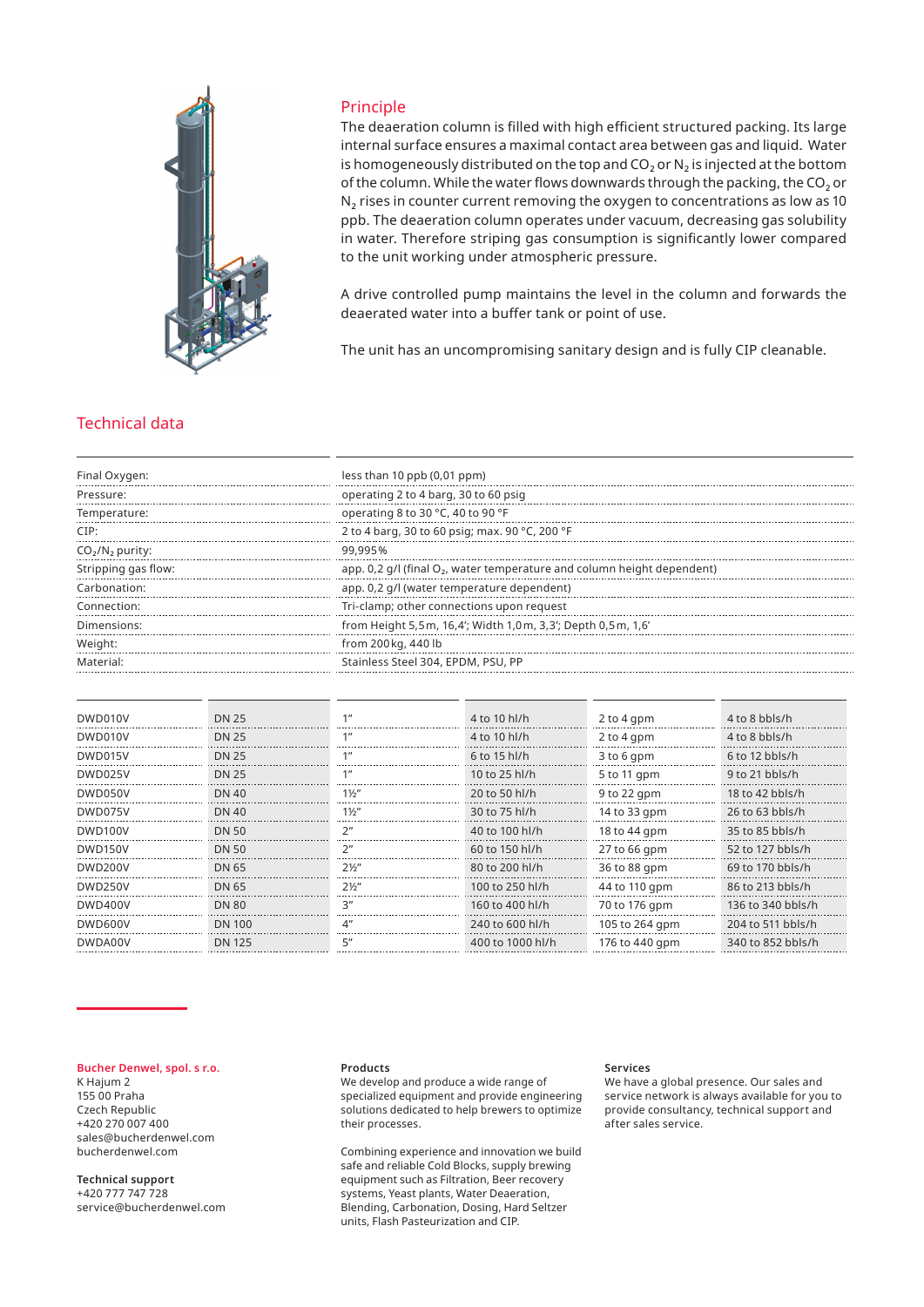## Principle

The deaeration column is filled with high efficient structured packing. Its large internal surface ensures a maximal contact area between gas and liquid. Water is homogeneously distributed on the top and $CO_2$ or $N_2$ is injected at the bottom of the column. While the water flows downwards through the packing, the $CO_2$ or $N_2$ rises in counter current removing the oxygen to concentrations as low as 10 ppb. The deaeration column operates under vacuum, decreasing gas solubility in water. Therefore striping gas consumption is significantly lower compared to the unit working under atmospheric pressure.

A drive controlled pump maintains the level in the column and forwards the deaerated water into a buffer tank or point of use.

The unit has an uncompromising sanitary design and is fully CIP cleanable.

## Technical data

| | |
|---|---|
| Final Oxygen: | less than 10 ppb (0,01 ppm) |
| Pressure: | operating 2 to 4 barg, 30 to 60 psig |
| Temperature: | operating 8 to 30 °C, 40 to 90 °F |
| CIP: | 2 to 4 barg, 30 to 60 psig; max. 90 °C, 200 °F |
| $CO_2/N_2$ purity: | 99,995 % |
| Stripping gas flow: | app. 0,2 g/l (final $O_2$, water temperature and column height dependent) |
| Carbonation: | app. 0,2 g/l (water temperature dependent) |
| Connection: | Tri-clamp; other connections upon request |
| Dimensions: | from Height 5,5 m, 16,4'; Width 1,0 m, 3,3'; Depth 0,5 m, 1,6' |
| Weight: | from 200 kg, 440 lb |
| Material: | Stainless Steel 304, EPDM, PSU, PP |

| | | | | | |
|---|---|---|---|---|---|
| DWD010V | DN 25 | 1" | 4 to 10 hl/h | 2 to 4 gpm | 4 to 8 bbls/h |
| DWD010V | DN 25 | 1" | 4 to 10 hl/h | 2 to 4 gpm | 4 to 8 bbls/h |
| DWD015V | DN 25 | 1" | 6 to 15 hl/h | 3 to 6 gpm | 6 to 12 bbls/h |
| DWD025V | DN 25 | 1" | 10 to 25 hl/h | 5 to 11 gpm | 9 to 21 bbls/h |
| DWD050V | DN 40 | 1½" | 20 to 50 hl/h | 9 to 22 gpm | 18 to 42 bbls/h |
| DWD075V | DN 40 | 1½" | 30 to 75 hl/h | 14 to 33 gpm | 26 to 63 bbls/h |
| DWD100V | DN 50 | 2" | 40 to 100 hl/h | 18 to 44 gpm | 35 to 85 bbls/h |
| DWD150V | DN 50 | 2" | 60 to 150 hl/h | 27 to 66 gpm | 52 to 127 bbls/h |
| DWD200V | DN 65 | 2½" | 80 to 200 hl/h | 36 to 88 gpm | 69 to 170 bbls/h |
| DWD250V | DN 65 | 2½" | 100 to 250 hl/h | 44 to 110 gpm | 86 to 213 bbls/h |
| DWD400V | DN 80 | 3" | 160 to 400 hl/h | 70 to 176 gpm | 136 to 340 bbls/h |
| DWD600V | DN 100 | 4" | 240 to 600 hl/h | 105 to 264 gpm | 204 to 511 bbls/h |
| DWDA00V | DN 125 | 5" | 400 to 1000 hl/h | 176 to 440 gpm | 340 to 852 bbls/h |

**Bucher Denwel, spol. s r.o.**
K Hajum 2
155 00 Praha
Czech Republic
+420 270 007 400
sales@bucherdenwel.com
bucherdenwel.com

**Technical support**
+420 777 747 728
service@bucherdenwel.com

**Products**
We develop and produce a wide range of specialized equipment and provide engineering solutions dedicated to help brewers to optimize their processes.

Combining experience and innovation we build safe and reliable Cold Blocks, supply brewing equipment such as Filtration, Beer recovery systems, Yeast plants, Water Deaeration, Blending, Carbonation, Dosing, Hard Seltzer units, Flash Pasteurization and CIP.

**Services**
We have a global presence. Our sales and service network is always available for you to provide consultancy, technical support and after sales service.